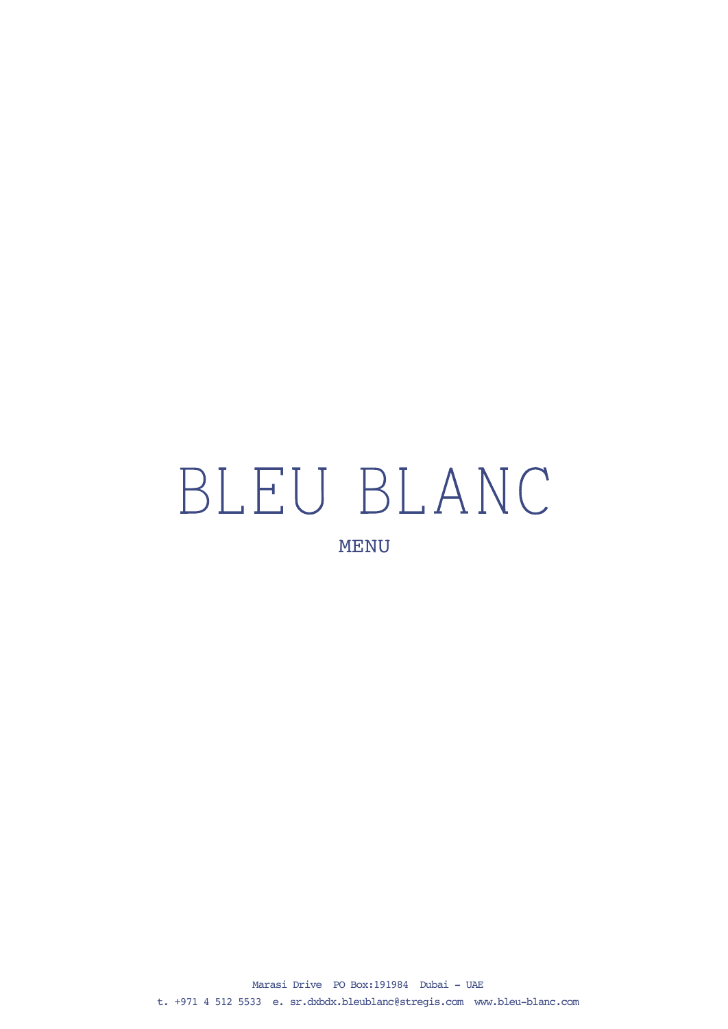# BLEU BLANC

MENU

Marasi Drive PO Box:191984 Dubai - UAE

t. +971 4 512 5533 e. sr.dxbdx.bleublanc@stregis.com www.bleu-blanc.com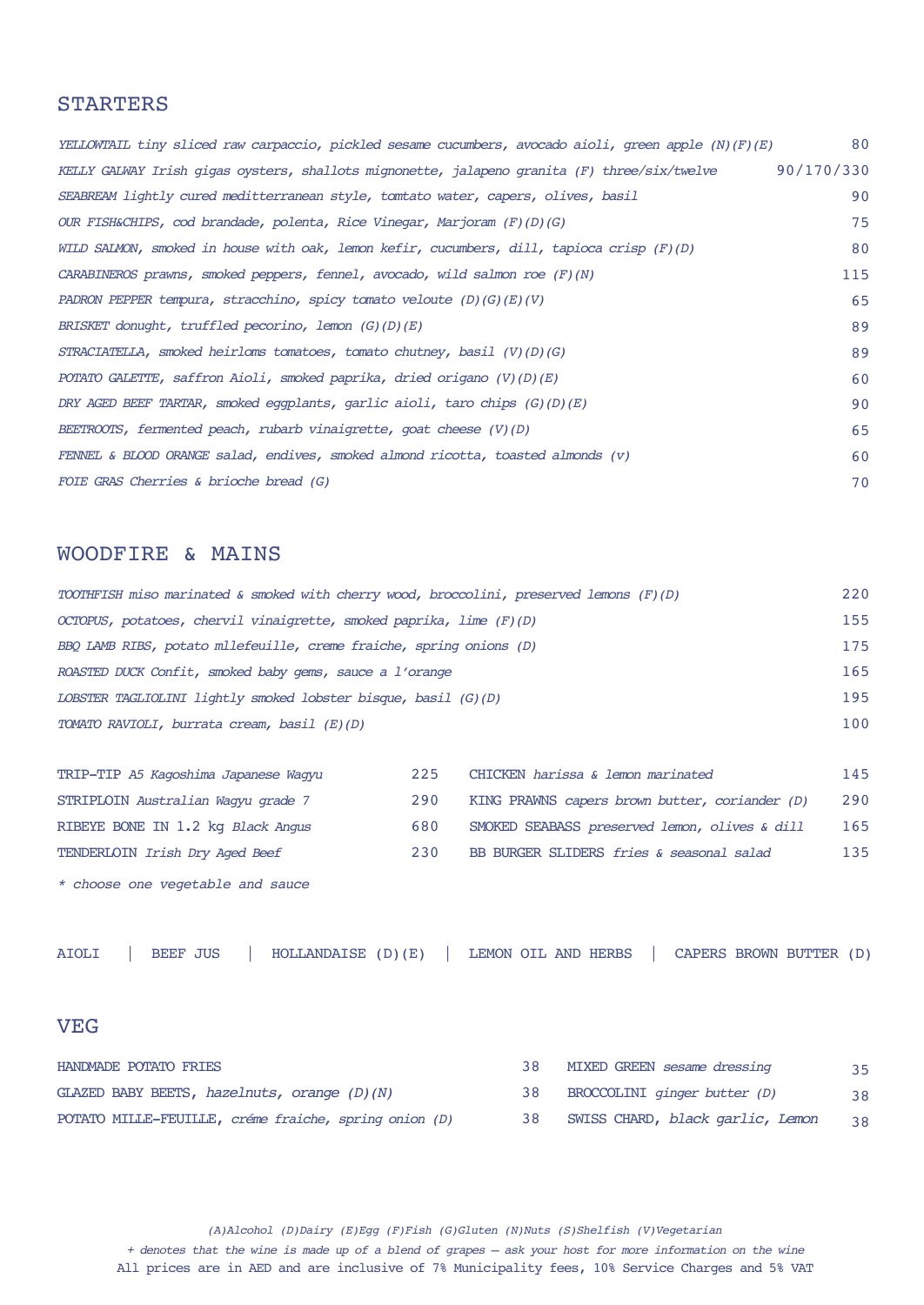## STARTERS

| | |
|---|---|
| *YELLOWTAIL tiny sliced raw carpaccio, pickled sesame cucumbers, avocado aioli, green apple (N)(F)(E)* | 80 |
| *KELLY GALWAY Irish gigas oysters, shallots mignonette, jalapeno granita (F) three/six/twelve* | 90/170/330 |
| *SEABREAM lightly cured mediterranean style, tomtato water, capers, olives, basil* | 90 |
| *OUR FISH&CHIPS, cod brandade, polenta, Rice Vinegar, Marjoram (F)(D)(G)* | 75 |
| *WILD SALMON, smoked in house with oak, lemon kefir, cucumbers, dill, tapioca crisp (F)(D)* | 80 |
| *CARABINEROS prawns, smoked peppers, fennel, avocado, wild salmon roe (F)(N)* | 115 |
| *PADRON PEPPER tempura, stracchino, spicy tomato veloute (D)(G)(E)(V)* | 65 |
| *BRISKET donught, truffled pecorino, lemon (G)(D)(E)* | 89 |
| *STRACIATELLA, smoked heirloms tomatoes, tomato chutney, basil (V)(D)(G)* | 89 |
| *POTATO GALETTE, saffron Aioli, smoked paprika, dried origano (V)(D)(E)* | 60 |
| *DRY AGED BEEF TARTAR, smoked eggplants, garlic aioli, taro chips (G)(D)(E)* | 90 |
| *BEETROOTS, fermented peach, rubarb vinaigrette, goat cheese (V)(D)* | 65 |
| *FENNEL & BLOOD ORANGE salad, endives, smoked almond ricotta, toasted almonds (v)* | 60 |
| *FOIE GRAS Cherries & brioche bread (G)* | 70 |

## WOODFIRE & MAINS

| | |
|---|---|
| *TOOTHFISH miso marinated & smoked with cherry wood, broccolini, preserved lemons (F)(D)* | 220 |
| *OCTOPUS, potatoes, chervil vinaigrette, smoked paprika, lime (F)(D)* | 155 |
| *BBQ LAMB RIBS, potato mllefeuille, creme fraiche, spring onions (D)* | 175 |
| *ROASTED DUCK Confit, smoked baby gems, sauce a l'orange* | 165 |
| *LOBSTER TAGLIOLINI lightly smoked lobster bisque, basil (G)(D)* | 195 |
| *TOMATO RAVIOLI, burrata cream, basil (E)(D)* | 100 |

| | | | |
|---|---|---|---|
| TRIP-TIP *A5 Kagoshima Japanese Wagyu* | 225 | CHICKEN *harissa & lemon marinated* | 145 |
| STRIPLOIN *Australian Wagyu grade 7* | 290 | KING PRAWNS *capers brown butter, coriander (D)* | 290 |
| RIBEYE BONE IN 1.2 kg *Black Angus* | 680 | SMOKED SEABASS *preserved lemon, olives & dill* | 165 |
| TENDERLOIN *Irish Dry Aged Beef* | 230 | BB BURGER SLIDERS *fries & seasonal salad* | 135 |

*\* choose one vegetable and sauce*

AIOLI | BEEF JUS | HOLLANDAISE (D)(E) | LEMON OIL AND HERBS | CAPERS BROWN BUTTER (D)

## VEG

| | | | |
|---|---|---|---|
| HANDMADE POTATO FRIES | 38 | MIXED GREEN *sesame dressing* | 35 |
| GLAZED BABY BEETS, *hazelnuts, orange (D)(N)* | 38 | BROCCOLINI *ginger butter (D)* | 38 |
| POTATO MILLE-FEUILLE, *créme fraiche, spring onion (D)* | 38 | SWISS CHARD, *black garlic, Lemon* | 38 |

*(A)Alcohol (D)Dairy (E)Egg (F)Fish (G)Gluten (N)Nuts (S)Shelfish (V)Vegetarian*

*+ denotes that the wine is made up of a blend of grapes – ask your host for more information on the wine*

All prices are in AED and are inclusive of 7% Municipality fees, 10% Service Charges and 5% VAT